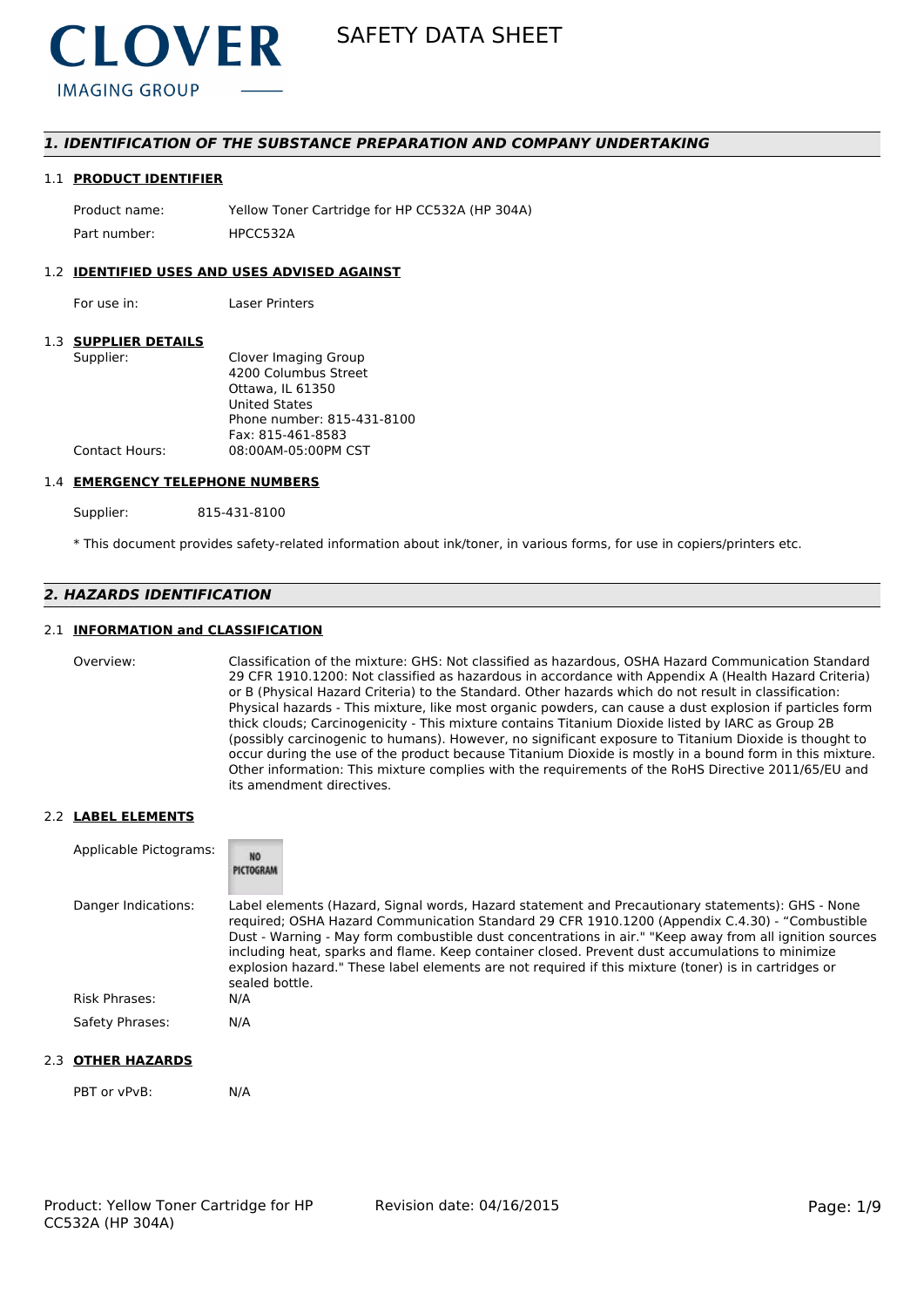CLOVER
IMAGING GROUP

# SAFETY DATA SHEET

## *1. IDENTIFICATION OF THE SUBSTANCE PREPARATION AND COMPANY UNDERTAKING*

### 1.1 PRODUCT IDENTIFIER

Product name: Yellow Toner Cartridge for HP CC532A (HP 304A)

Part number: HPCC532A

### 1.2 IDENTIFIED USES AND USES ADVISED AGAINST

For use in: Laser Printers

### 1.3 SUPPLIER DETAILS

Supplier: Clover Imaging Group
4200 Columbus Street
Ottawa, IL 61350
United States
Phone number: 815-431-8100
Fax: 815-461-8583

Contact Hours: 08:00AM-05:00PM CST

### 1.4 EMERGENCY TELEPHONE NUMBERS

Supplier: 815-431-8100

* This document provides safety-related information about ink/toner, in various forms, for use in copiers/printers etc.

## *2. HAZARDS IDENTIFICATION*

### 2.1 INFORMATION and CLASSIFICATION

Overview: Classification of the mixture: GHS: Not classified as hazardous, OSHA Hazard Communication Standard 29 CFR 1910.1200: Not classified as hazardous in accordance with Appendix A (Health Hazard Criteria) or B (Physical Hazard Criteria) to the Standard. Other hazards which do not result in classification: Physical hazards - This mixture, like most organic powders, can cause a dust explosion if particles form thick clouds; Carcinogenicity - This mixture contains Titanium Dioxide listed by IARC as Group 2B (possibly carcinogenic to humans). However, no significant exposure to Titanium Dioxide is thought to occur during the use of the product because Titanium Dioxide is mostly in a bound form in this mixture. Other information: This mixture complies with the requirements of the RoHS Directive 2011/65/EU and its amendment directives.

### 2.2 LABEL ELEMENTS

Applicable Pictograms: NO PICTOGRAM

Danger Indications: Label elements (Hazard, Signal words, Hazard statement and Precautionary statements): GHS - None required; OSHA Hazard Communication Standard 29 CFR 1910.1200 (Appendix C.4.30) - "Combustible Dust - Warning - May form combustible dust concentrations in air." "Keep away from all ignition sources including heat, sparks and flame. Keep container closed. Prevent dust accumulations to minimize explosion hazard." These label elements are not required if this mixture (toner) is in cartridges or sealed bottle.

Risk Phrases: N/A

Safety Phrases: N/A

### 2.3 OTHER HAZARDS

PBT or vPvB: N/A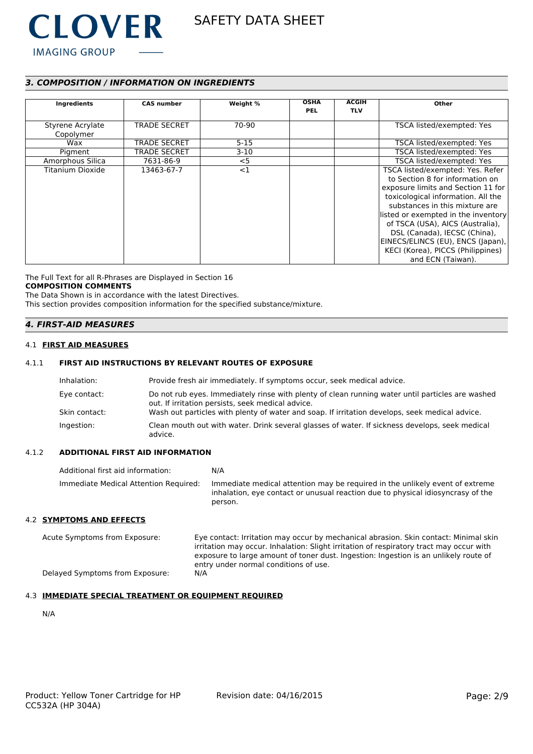## *3. COMPOSITION / INFORMATION ON INGREDIENTS*

| Ingredients | CAS number | Weight % | OSHA PEL | ACGIH TLV | Other |
|---|---|---|---|---|---|
| Styrene Acrylate Copolymer | TRADE SECRET | 70-90 | | | TSCA listed/exempted: Yes |
| Wax | TRADE SECRET | 5-15 | | | TSCA listed/exempted: Yes |
| Pigment | TRADE SECRET | 3-10 | | | TSCA listed/exempted: Yes |
| Amorphous Silica | 7631-86-9 | <5 | | | TSCA listed/exempted: Yes |
| Titanium Dioxide | 13463-67-7 | <1 | | | TSCA listed/exempted: Yes. Refer to Section 8 for information on exposure limits and Section 11 for toxicological information. All the substances in this mixture are listed or exempted in the inventory of TSCA (USA), AICS (Australia), DSL (Canada), IECSC (China), EINECS/ELINCS (EU), ENCS (Japan), KECI (Korea), PICCS (Philippines) and ECN (Taiwan). |

The Full Text for all R-Phrases are Displayed in Section 16

**COMPOSITION COMMENTS**

The Data Shown is in accordance with the latest Directives.

This section provides composition information for the specified substance/mixture.

## *4. FIRST-AID MEASURES*

### 4.1 FIRST AID MEASURES

#### 4.1.1 FIRST AID INSTRUCTIONS BY RELEVANT ROUTES OF EXPOSURE

Inhalation: Provide fresh air immediately. If symptoms occur, seek medical advice.

Eye contact: Do not rub eyes. Immediately rinse with plenty of clean running water until particles are washed out. If irritation persists, seek medical advice.

Skin contact: Wash out particles with plenty of water and soap. If irritation develops, seek medical advice.

Ingestion: Clean mouth out with water. Drink several glasses of water. If sickness develops, seek medical advice.

#### 4.1.2 ADDITIONAL FIRST AID INFORMATION

Additional first aid information: N/A

Immediate Medical Attention Required: Immediate medical attention may be required in the unlikely event of extreme inhalation, eye contact or unusual reaction due to physical idiosyncrasy of the person.

### 4.2 SYMPTOMS AND EFFECTS

Acute Symptoms from Exposure: Eye contact: Irritation may occur by mechanical abrasion. Skin contact: Minimal skin irritation may occur. Inhalation: Slight irritation of respiratory tract may occur with exposure to large amount of toner dust. Ingestion: Ingestion is an unlikely route of entry under normal conditions of use.

Delayed Symptoms from Exposure: N/A

### 4.3 IMMEDIATE SPECIAL TREATMENT OR EQUIPMENT REQUIRED

N/A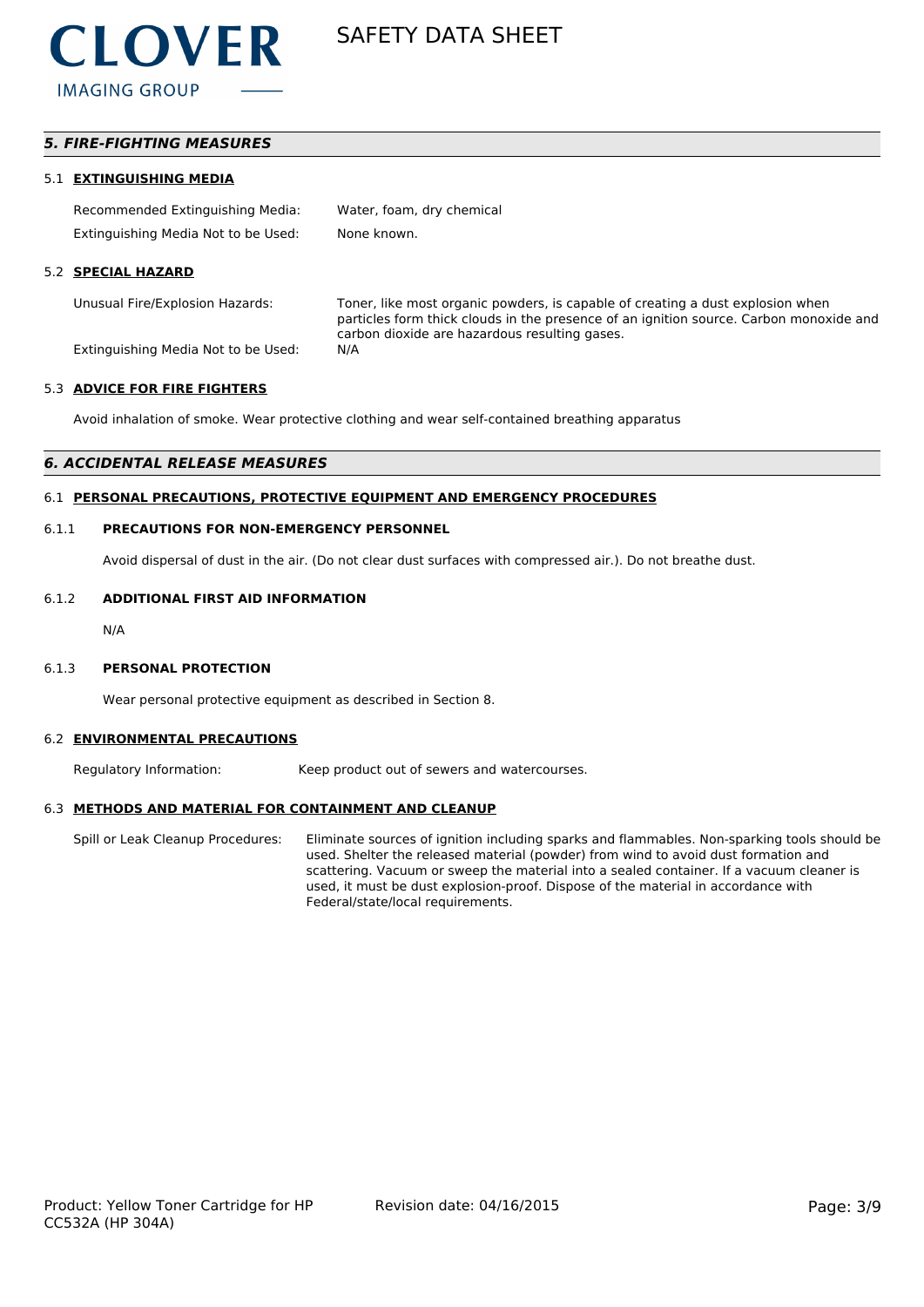## 5. FIRE-FIGHTING MEASURES

### 5.1 EXTINGUISHING MEDIA

| | |
|---|---|
| Recommended Extinguishing Media: | Water, foam, dry chemical |
| Extinguishing Media Not to be Used: | None known. |

### 5.2 SPECIAL HAZARD

| | |
|---|---|
| Unusual Fire/Explosion Hazards: | Toner, like most organic powders, is capable of creating a dust explosion when particles form thick clouds in the presence of an ignition source. Carbon monoxide and carbon dioxide are hazardous resulting gases. |
| Extinguishing Media Not to be Used: | N/A |

### 5.3 ADVICE FOR FIRE FIGHTERS

Avoid inhalation of smoke. Wear protective clothing and wear self-contained breathing apparatus

## 6. ACCIDENTAL RELEASE MEASURES

### 6.1 PERSONAL PRECAUTIONS, PROTECTIVE EQUIPMENT AND EMERGENCY PROCEDURES

#### 6.1.1 PRECAUTIONS FOR NON-EMERGENCY PERSONNEL

Avoid dispersal of dust in the air. (Do not clear dust surfaces with compressed air.). Do not breathe dust.

#### 6.1.2 ADDITIONAL FIRST AID INFORMATION

N/A

#### 6.1.3 PERSONAL PROTECTION

Wear personal protective equipment as described in Section 8.

### 6.2 ENVIRONMENTAL PRECAUTIONS

| | |
|---|---|
| Regulatory Information: | Keep product out of sewers and watercourses. |

### 6.3 METHODS AND MATERIAL FOR CONTAINMENT AND CLEANUP

| | |
|---|---|
| Spill or Leak Cleanup Procedures: | Eliminate sources of ignition including sparks and flammables. Non-sparking tools should be used. Shelter the released material (powder) from wind to avoid dust formation and scattering. Vacuum or sweep the material into a sealed container. If a vacuum cleaner is used, it must be dust explosion-proof. Dispose of the material in accordance with Federal/state/local requirements. |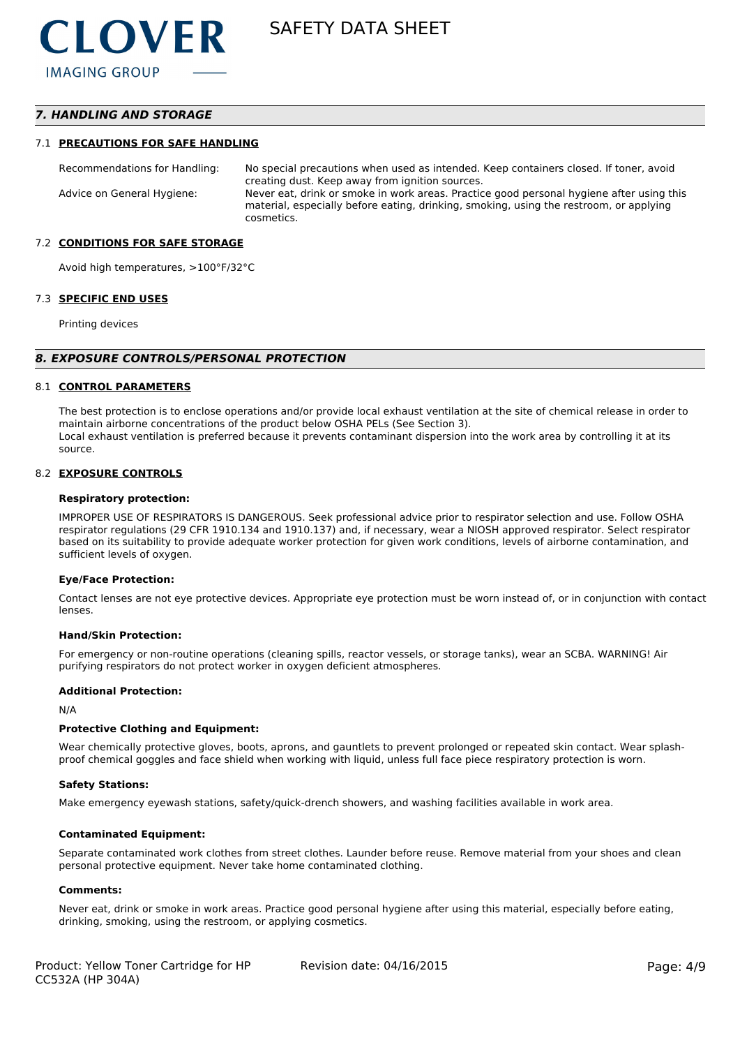## 7. HANDLING AND STORAGE

### 7.1 PRECAUTIONS FOR SAFE HANDLING

| | |
|---|---|
| Recommendations for Handling: | No special precautions when used as intended. Keep containers closed. If toner, avoid creating dust. Keep away from ignition sources. |
| Advice on General Hygiene: | Never eat, drink or smoke in work areas. Practice good personal hygiene after using this material, especially before eating, drinking, smoking, using the restroom, or applying cosmetics. |

### 7.2 CONDITIONS FOR SAFE STORAGE

Avoid high temperatures, >100°F/32°C

### 7.3 SPECIFIC END USES

Printing devices

## 8. EXPOSURE CONTROLS/PERSONAL PROTECTION

### 8.1 CONTROL PARAMETERS

The best protection is to enclose operations and/or provide local exhaust ventilation at the site of chemical release in order to maintain airborne concentrations of the product below OSHA PELs (See Section 3).
Local exhaust ventilation is preferred because it prevents contaminant dispersion into the work area by controlling it at its source.

### 8.2 EXPOSURE CONTROLS

**Respiratory protection:**

IMPROPER USE OF RESPIRATORS IS DANGEROUS. Seek professional advice prior to respirator selection and use. Follow OSHA respirator regulations (29 CFR 1910.134 and 1910.137) and, if necessary, wear a NIOSH approved respirator. Select respirator based on its suitability to provide adequate worker protection for given work conditions, levels of airborne contamination, and sufficient levels of oxygen.

**Eye/Face Protection:**

Contact lenses are not eye protective devices. Appropriate eye protection must be worn instead of, or in conjunction with contact lenses.

**Hand/Skin Protection:**

For emergency or non-routine operations (cleaning spills, reactor vessels, or storage tanks), wear an SCBA. WARNING! Air purifying respirators do not protect worker in oxygen deficient atmospheres.

**Additional Protection:**

N/A

**Protective Clothing and Equipment:**

Wear chemically protective gloves, boots, aprons, and gauntlets to prevent prolonged or repeated skin contact. Wear splash-proof chemical goggles and face shield when working with liquid, unless full face piece respiratory protection is worn.

**Safety Stations:**

Make emergency eyewash stations, safety/quick-drench showers, and washing facilities available in work area.

**Contaminated Equipment:**

Separate contaminated work clothes from street clothes. Launder before reuse. Remove material from your shoes and clean personal protective equipment. Never take home contaminated clothing.

**Comments:**

Never eat, drink or smoke in work areas. Practice good personal hygiene after using this material, especially before eating, drinking, smoking, using the restroom, or applying cosmetics.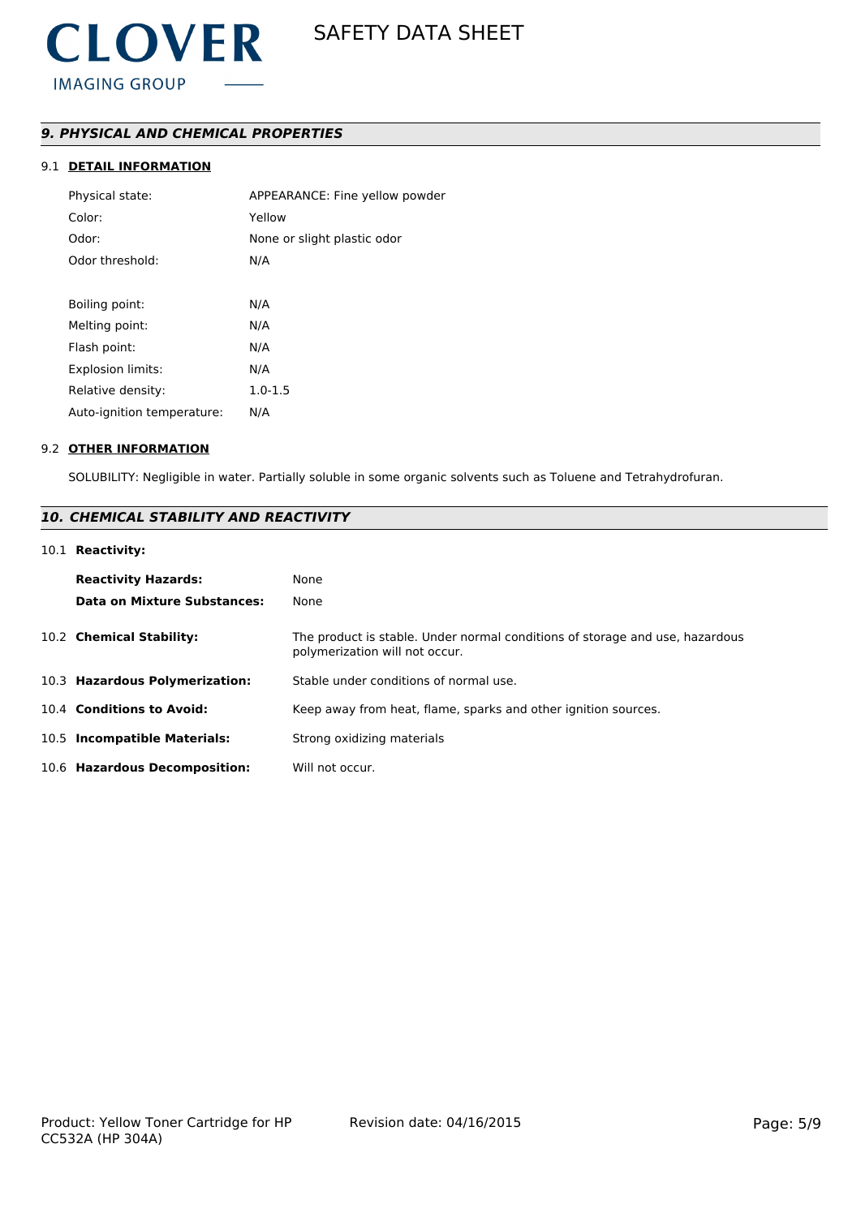## *9. PHYSICAL AND CHEMICAL PROPERTIES*

### 9.1 DETAIL INFORMATION

| | |
|---|---|
| Physical state: | APPEARANCE: Fine yellow powder |
| Color: | Yellow |
| Odor: | None or slight plastic odor |
| Odor threshold: | N/A |
| | |
| Boiling point: | N/A |
| Melting point: | N/A |
| Flash point: | N/A |
| Explosion limits: | N/A |
| Relative density: | 1.0-1.5 |
| Auto-ignition temperature: | N/A |

### 9.2 OTHER INFORMATION

SOLUBILITY: Negligible in water. Partially soluble in some organic solvents such as Toluene and Tetrahydrofuran.

## *10. CHEMICAL STABILITY AND REACTIVITY*

### 10.1 Reactivity:

| | |
|---|---|
| **Reactivity Hazards:** | None |
| **Data on Mixture Substances:** | None |

| | |
|---|---|
| 10.2 **Chemical Stability:** | The product is stable. Under normal conditions of storage and use, hazardous polymerization will not occur. |
| 10.3 **Hazardous Polymerization:** | Stable under conditions of normal use. |
| 10.4 **Conditions to Avoid:** | Keep away from heat, flame, sparks and other ignition sources. |
| 10.5 **Incompatible Materials:** | Strong oxidizing materials |
| 10.6 **Hazardous Decomposition:** | Will not occur. |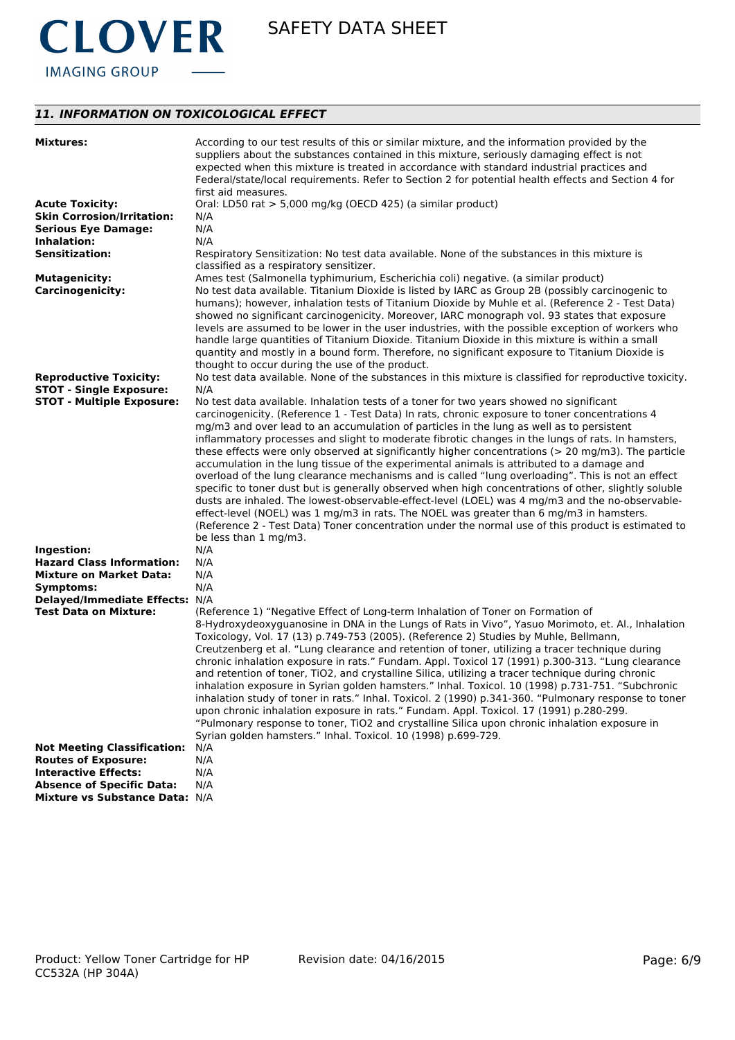## 11. INFORMATION ON TOXICOLOGICAL EFFECT

**Mixtures:** According to our test results of this or similar mixture, and the information provided by the suppliers about the substances contained in this mixture, seriously damaging effect is not expected when this mixture is treated in accordance with standard industrial practices and Federal/state/local requirements. Refer to Section 2 for potential health effects and Section 4 for first aid measures.

**Acute Toxicity:** Oral: LD50 rat > 5,000 mg/kg (OECD 425) (a similar product)

**Skin Corrosion/Irritation:** N/A

**Serious Eye Damage:** N/A

**Inhalation:** N/A

**Sensitization:** Respiratory Sensitization: No test data available. None of the substances in this mixture is classified as a respiratory sensitizer.

**Mutagenicity:** Ames test (Salmonella typhimurium, Escherichia coli) negative. (a similar product)

**Carcinogenicity:** No test data available. Titanium Dioxide is listed by IARC as Group 2B (possibly carcinogenic to humans); however, inhalation tests of Titanium Dioxide by Muhle et al. (Reference 2 - Test Data) showed no significant carcinogenicity. Moreover, IARC monograph vol. 93 states that exposure levels are assumed to be lower in the user industries, with the possible exception of workers who handle large quantities of Titanium Dioxide. Titanium Dioxide in this mixture is within a small quantity and mostly in a bound form. Therefore, no significant exposure to Titanium Dioxide is thought to occur during the use of the product.

**Reproductive Toxicity:** No test data available. None of the substances in this mixture is classified for reproductive toxicity.

**STOT - Single Exposure:** N/A

**STOT - Multiple Exposure:** No test data available. Inhalation tests of a toner for two years showed no significant carcinogenicity. (Reference 1 - Test Data) In rats, chronic exposure to toner concentrations 4 mg/m3 and over lead to an accumulation of particles in the lung as well as to persistent inflammatory processes and slight to moderate fibrotic changes in the lungs of rats. In hamsters, these effects were only observed at significantly higher concentrations (> 20 mg/m3). The particle accumulation in the lung tissue of the experimental animals is attributed to a damage and overload of the lung clearance mechanisms and is called "lung overloading". This is not an effect specific to toner dust but is generally observed when high concentrations of other, slightly soluble dusts are inhaled. The lowest-observable-effect-level (LOEL) was 4 mg/m3 and the no-observable-effect-level (NOEL) was 1 mg/m3 in rats. The NOEL was greater than 6 mg/m3 in hamsters. (Reference 2 - Test Data) Toner concentration under the normal use of this product is estimated to be less than 1 mg/m3.

**Ingestion:** N/A

**Hazard Class Information:** N/A

**Mixture on Market Data:** N/A

**Symptoms:** N/A

**Delayed/Immediate Effects:** N/A

**Test Data on Mixture:** (Reference 1) "Negative Effect of Long-term Inhalation of Toner on Formation of 8-Hydroxydeoxyguanosine in DNA in the Lungs of Rats in Vivo", Yasuo Morimoto, et. Al., Inhalation Toxicology, Vol. 17 (13) p.749-753 (2005). (Reference 2) Studies by Muhle, Bellmann, Creutzenberg et al. "Lung clearance and retention of toner, utilizing a tracer technique during chronic inhalation exposure in rats." Fundam. Appl. Toxicol 17 (1991) p.300-313. "Lung clearance and retention of toner, TiO2, and crystalline Silica, utilizing a tracer technique during chronic inhalation exposure in Syrian golden hamsters." Inhal. Toxicol. 10 (1998) p.731-751. "Subchronic inhalation study of toner in rats." Inhal. Toxicol. 2 (1990) p.341-360. "Pulmonary response to toner upon chronic inhalation exposure in rats." Fundam. Appl. Toxicol. 17 (1991) p.280-299. "Pulmonary response to toner, TiO2 and crystalline Silica upon chronic inhalation exposure in Syrian golden hamsters." Inhal. Toxicol. 10 (1998) p.699-729.

**Not Meeting Classification:** N/A

**Routes of Exposure:** N/A

**Interactive Effects:** N/A

**Absence of Specific Data:** N/A

**Mixture vs Substance Data:** N/A

Product: Yellow Toner Cartridge for HP CC532A (HP 304A)    Revision date: 04/16/2015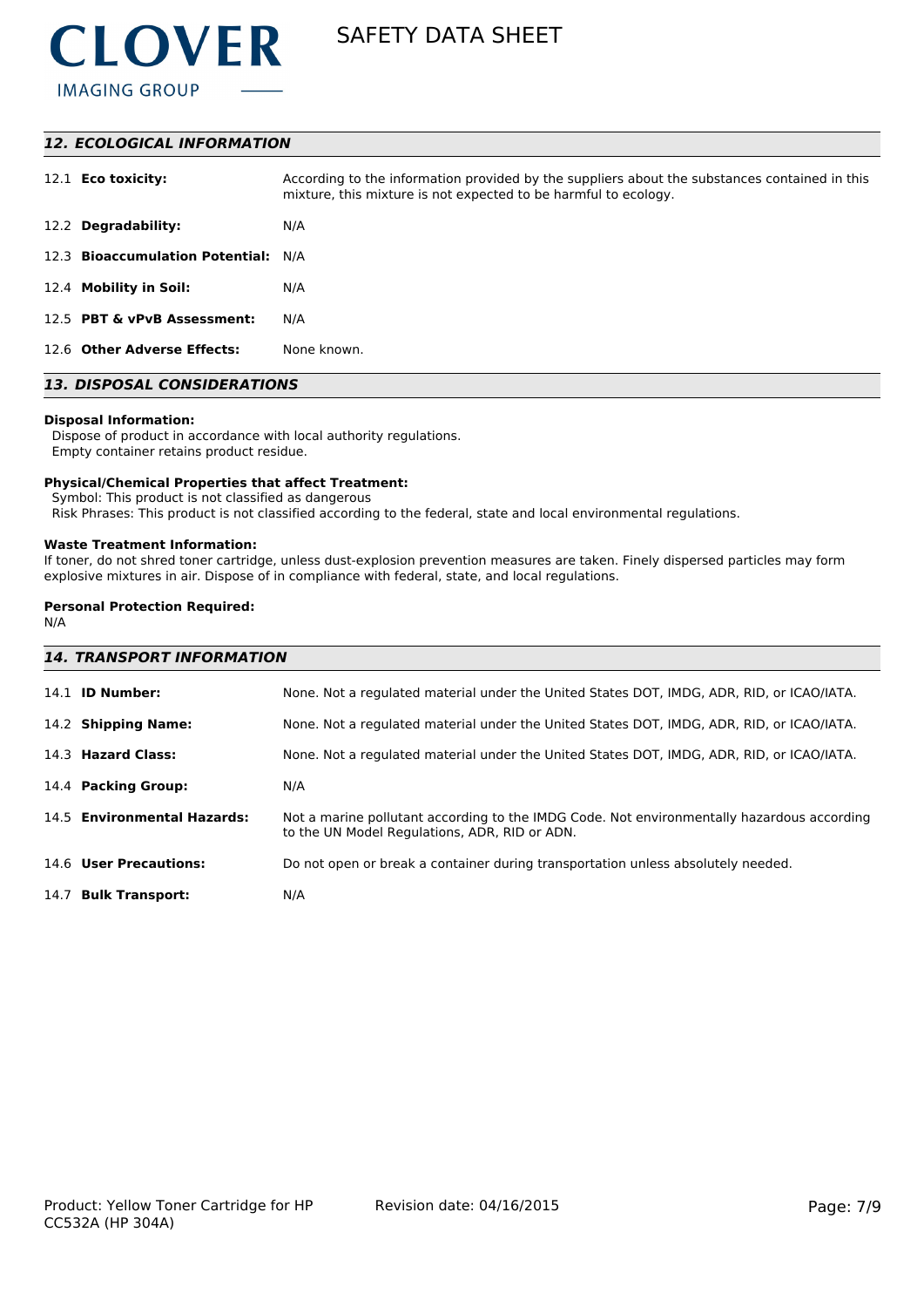## 12. ECOLOGICAL INFORMATION

| | |
|---|---|
| 12.1 **Eco toxicity:** | According to the information provided by the suppliers about the substances contained in this mixture, this mixture is not expected to be harmful to ecology. |
| 12.2 **Degradability:** | N/A |
| 12.3 **Bioaccumulation Potential:** | N/A |
| 12.4 **Mobility in Soil:** | N/A |
| 12.5 **PBT & vPvB Assessment:** | N/A |
| 12.6 **Other Adverse Effects:** | None known. |

## 13. DISPOSAL CONSIDERATIONS

**Disposal Information:**
Dispose of product in accordance with local authority regulations.
Empty container retains product residue.

**Physical/Chemical Properties that affect Treatment:**
Symbol: This product is not classified as dangerous
Risk Phrases: This product is not classified according to the federal, state and local environmental regulations.

**Waste Treatment Information:**
If toner, do not shred toner cartridge, unless dust-explosion prevention measures are taken. Finely dispersed particles may form explosive mixtures in air. Dispose of in compliance with federal, state, and local regulations.

**Personal Protection Required:**
N/A

## 14. TRANSPORT INFORMATION

| | |
|---|---|
| 14.1 **ID Number:** | None. Not a regulated material under the United States DOT, IMDG, ADR, RID, or ICAO/IATA. |
| 14.2 **Shipping Name:** | None. Not a regulated material under the United States DOT, IMDG, ADR, RID, or ICAO/IATA. |
| 14.3 **Hazard Class:** | None. Not a regulated material under the United States DOT, IMDG, ADR, RID, or ICAO/IATA. |
| 14.4 **Packing Group:** | N/A |
| 14.5 **Environmental Hazards:** | Not a marine pollutant according to the IMDG Code. Not environmentally hazardous according to the UN Model Regulations, ADR, RID or ADN. |
| 14.6 **User Precautions:** | Do not open or break a container during transportation unless absolutely needed. |
| 14.7 **Bulk Transport:** | N/A |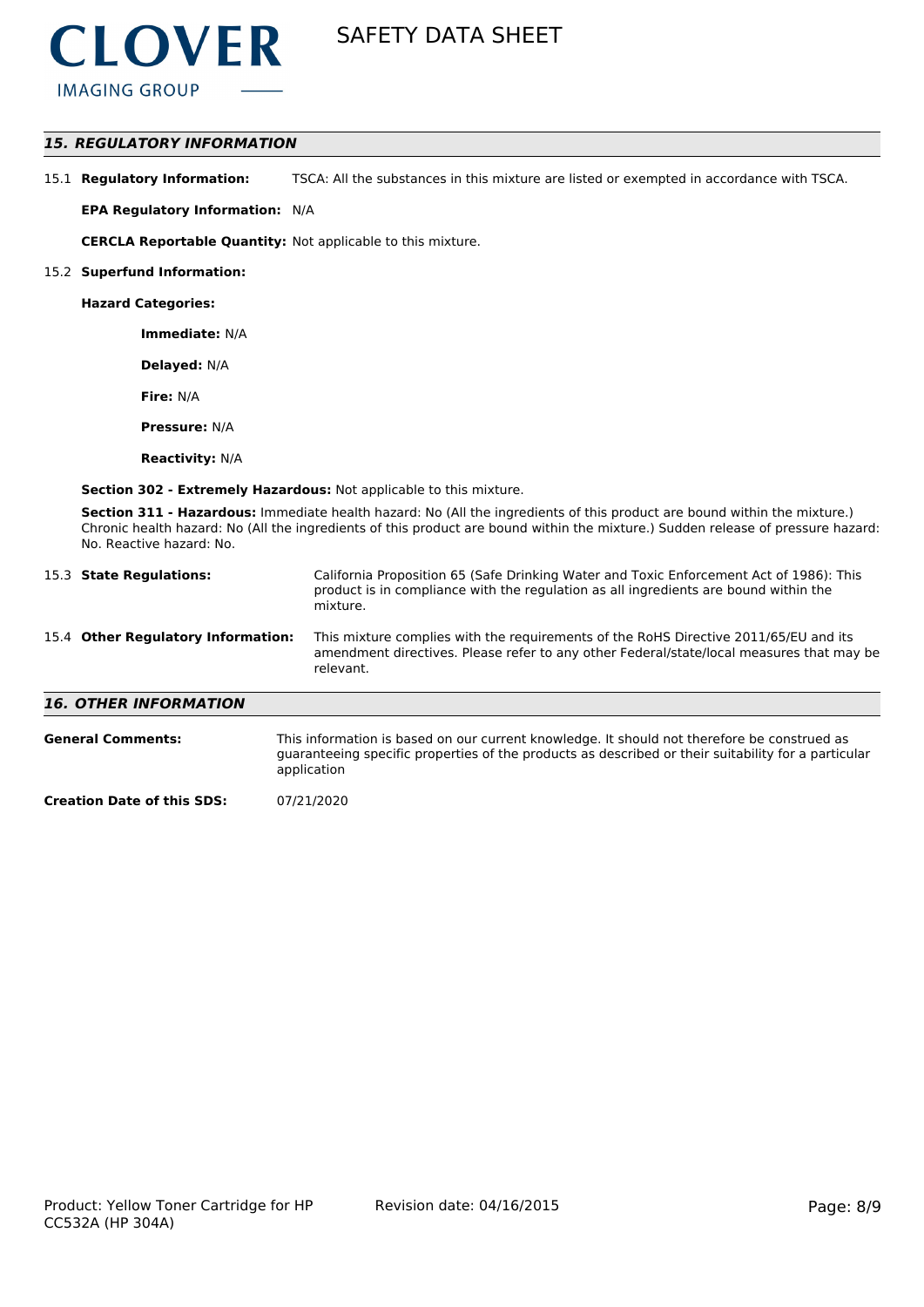## 15. REGULATORY INFORMATION

15.1 **Regulatory Information:** TSCA: All the substances in this mixture are listed or exempted in accordance with TSCA.

**EPA Regulatory Information:** N/A

**CERCLA Reportable Quantity:** Not applicable to this mixture.

15.2 **Superfund Information:**

**Hazard Categories:**

**Immediate:** N/A

**Delayed:** N/A

**Fire:** N/A

**Pressure:** N/A

**Reactivity:** N/A

**Section 302 - Extremely Hazardous:** Not applicable to this mixture.

**Section 311 - Hazardous:** Immediate health hazard: No (All the ingredients of this product are bound within the mixture.) Chronic health hazard: No (All the ingredients of this product are bound within the mixture.) Sudden release of pressure hazard: No. Reactive hazard: No.

15.3 **State Regulations:** California Proposition 65 (Safe Drinking Water and Toxic Enforcement Act of 1986): This product is in compliance with the regulation as all ingredients are bound within the mixture.

15.4 **Other Regulatory Information:** This mixture complies with the requirements of the RoHS Directive 2011/65/EU and its amendment directives. Please refer to any other Federal/state/local measures that may be relevant.

## 16. OTHER INFORMATION

**General Comments:** This information is based on our current knowledge. It should not therefore be construed as guaranteeing specific properties of the products as described or their suitability for a particular application

**Creation Date of this SDS:** 07/21/2020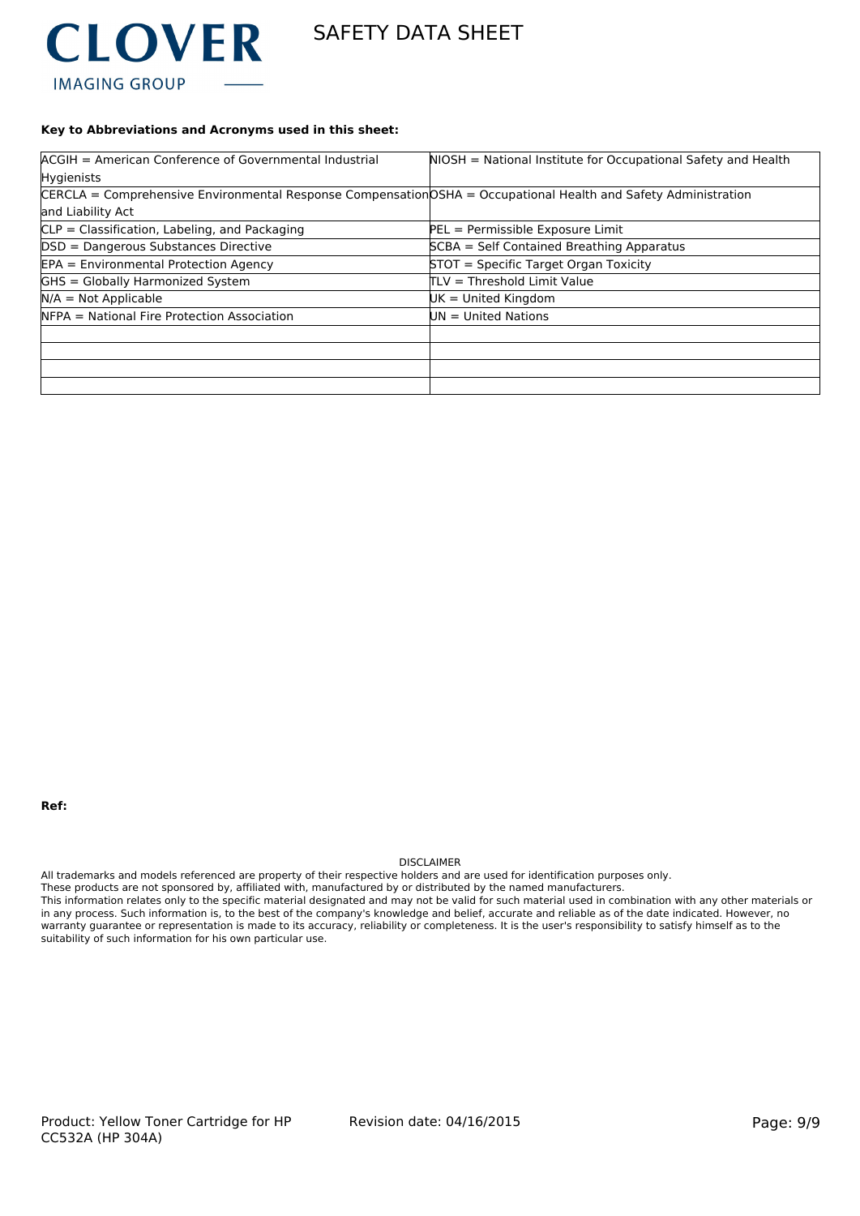**Key to Abbreviations and Acronyms used in this sheet:**

| | |
|---|---|
| ACGIH = American Conference of Governmental Industrial Hygienists | NIOSH = National Institute for Occupational Safety and Health |
| CERCLA = Comprehensive Environmental Response Compensation and Liability Act | OSHA = Occupational Health and Safety Administration |
| CLP = Classification, Labeling, and Packaging | PEL = Permissible Exposure Limit |
| DSD = Dangerous Substances Directive | SCBA = Self Contained Breathing Apparatus |
| EPA = Environmental Protection Agency | STOT = Specific Target Organ Toxicity |
| GHS = Globally Harmonized System | TLV = Threshold Limit Value |
| N/A = Not Applicable | UK = United Kingdom |
| NFPA = National Fire Protection Association | UN = United Nations |
| | |
| | |
| | |
| | |

**Ref:**

DISCLAIMER

All trademarks and models referenced are property of their respective holders and are used for identification purposes only.
These products are not sponsored by, affiliated with, manufactured by or distributed by the named manufacturers.
This information relates only to the specific material designated and may not be valid for such material used in combination with any other materials or in any process. Such information is, to the best of the company's knowledge and belief, accurate and reliable as of the date indicated. However, no warranty guarantee or representation is made to its accuracy, reliability or completeness. It is the user's responsibility to satisfy himself as to the suitability of such information for his own particular use.